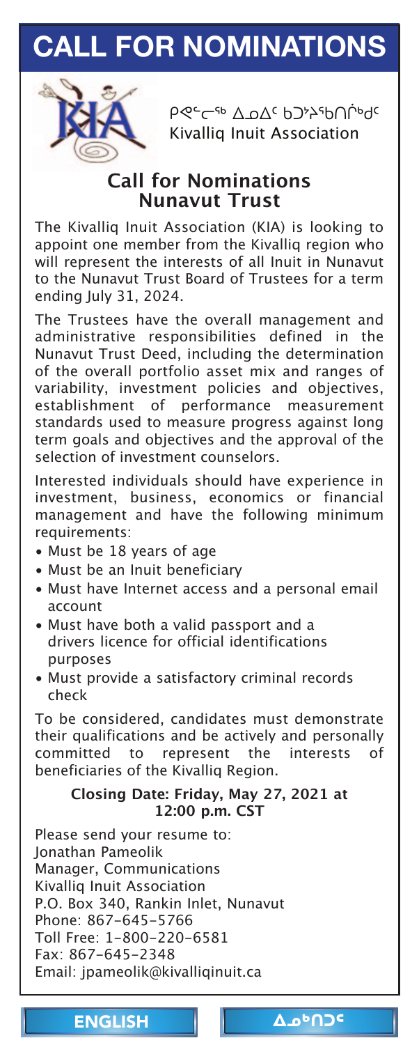# CALL FOR NOMINATIONS

ᑭᕙᓪᓕᖅ ᐃᓄᐃᑦ ᑲᑐᔾᔨᖃᑎᒌᒃᑯᑦ
Kivalliq Inuit Association

## Call for Nominations Nunavut Trust

The Kivalliq Inuit Association (KIA) is looking to appoint one member from the Kivalliq region who will represent the interests of all Inuit in Nunavut to the Nunavut Trust Board of Trustees for a term ending July 31, 2024.

The Trustees have the overall management and administrative responsibilities defined in the Nunavut Trust Deed, including the determination of the overall portfolio asset mix and ranges of variability, investment policies and objectives, establishment of performance measurement standards used to measure progress against long term goals and objectives and the approval of the selection of investment counselors.

Interested individuals should have experience in investment, business, economics or financial management and have the following minimum requirements:

- Must be 18 years of age
- Must be an Inuit beneficiary
- Must have Internet access and a personal email account
- Must have both a valid passport and a drivers licence for official identifications purposes
- Must provide a satisfactory criminal records check

To be considered, candidates must demonstrate their qualifications and be actively and personally committed to represent the interests of beneficiaries of the Kivalliq Region.

**Closing Date: Friday, May 27, 2021 at 12:00 p.m. CST**

Please send your resume to:
Jonathan Pameolik
Manager, Communications
Kivalliq Inuit Association
P.O. Box 340, Rankin Inlet, Nunavut
Phone: 867-645-5766
Toll Free: 1-800-220-6581
Fax: 867-645-2348
Email: jpameolik@kivalliqinuit.ca

ENGLISH | ᐃᓄᒃᑎᑐᑦ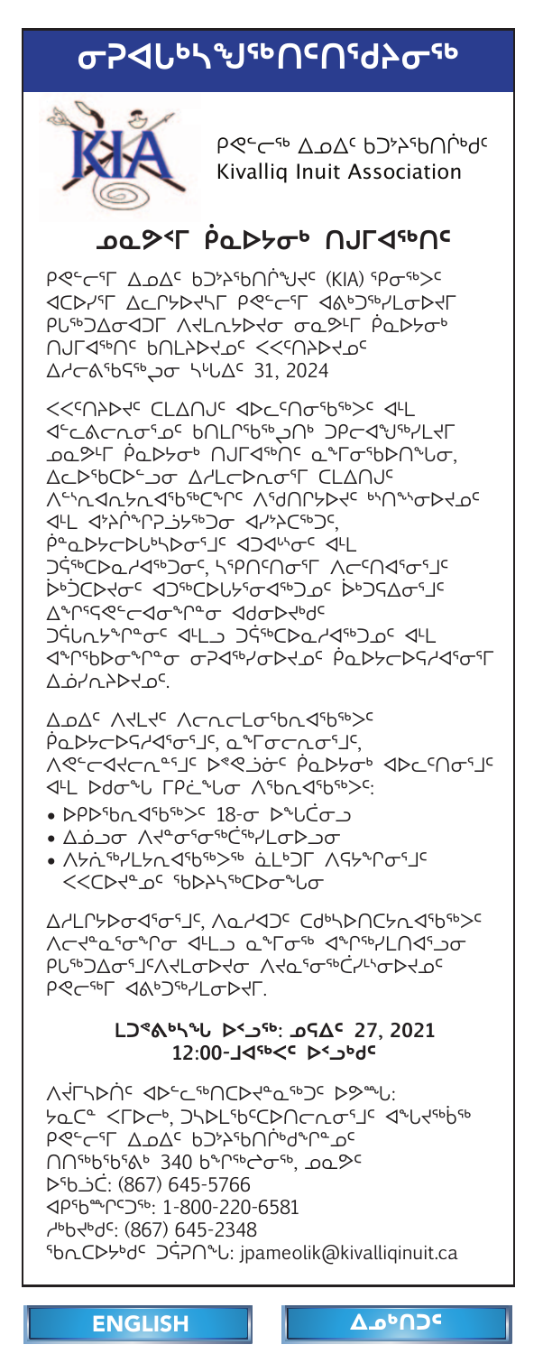# ᓂᕈᐊᕐᕕᒃᓴᖅᑐᖅᑎᑦᑎᑦᑐᓯᓂᖅ

ᑭᕙᓪᓕᖅ ᐃᓄᐃᑦ ᑲᑐᔾᔨᖃᑎᒌᒃᑯᑦ
Kivalliq Inuit Association

## ᓄᓇᕗᑦ ᑮᓇᐅᔭᓂᒃ ᑎᒍᒥᐊᖅᑎᑦ

ᑭᕙᓪᓕᕐᒥ ᐃᓄᐃᑦ ᑲᑐᔾᔨᖃᑎᒌᖑᔪᑦ (KIA) ᕿᓂᖅᐳᑦ ᐊᑕᐅᓯᕐᒥ ᐃᓕᓐᔭᐅᔪᓴᒥ ᑭᕙᓪᓕᕐᒥ ᐊᕙᒃᑐᖅᓯᒪᓂᐅᔪᒥ ᑭᒐᖅᑐᐃᓂᐊᑐᒥ ᐱᔨᓕᕆᔭᐅᔪᓂ ᓂᓇᕗᒥ ᑮᓇᐅᔭᓂᒃ ᑎᒍᒥᐊᖅᑎᑦ ᑲᑎᒪᔾᔭᐅᔪᓄᑦ ᐸᐸᑦᑎᔾᔭᐅᔪᓄᑦ ᐃᓱᓕᕙᕐᑲᖅᑯᓂ ᓯᑉᒪᐃᑦ 31, 2024

ᐸᐸᑦᑎᔾᔭᐅᔪᑦ ᑕᒪᐃᑎᒍᑦ ᐊᐅᓚᑦᑎᓂᖅᑳᖅᐳᑦ ᐊᓪᓗ ᐊᑦᓚᕕᑦᓚᑎᓂᕐᓄᑦ ᑲᑎᒪᒃᑳᖅᓱᑎᒃ ᑐᑭᓕᐊᖑᖅᓯᒪᔪᒥ ᓄᓇᕗᒥ ᑮᓇᐅᔭᓂᒃ ᑎᒍᒥᐊᖅᑎᑦ ᓇᖕᒥᓂᖃᐅᑎᖓᓂ, ᐃᓚᐅᖃᑕᐅᑦᑐᓂ ᐃᓱᓕᑦᑎᐅᑎᓂᕐᒥ ᑕᒪᐃᑎᒍᑦ ᐱᓪᓗᐊᕆᔭᕆᐊᖃᖅᑕᖅᑐᑦ ᐱᖁᑎᒋᔭᐅᔪᑦ ᑲᒋᖕᓂᐅᔪᓄᑦ ᐊᓪᓗ ᐊᔾᔨᒌᖏᑦᑐᔾᔭᖅᑐᓂ ᐊᔾᔨᔭᑕᖅᑐᑦ, ᑮᓇᐅᔭᑕᐅᓕᒃᓴᐅᓂᕐᒧᑦ ᐊᑐᐊᓪᓂᑦ ᐊᓪᓗ ᑐᕌᖅᑕᐅᓇᓱᐊᖅᑐᓂᑦ, ᓴᕿᑎᑦᑎᓂᕐᒥ ᐱᓕᕆᐊᕐᓂᕐᒧᑦ ᐅᐅᑐᑕᐅᔪᓂᑦ ᐊᑐᖅᑕᐅᒐᓯᐅᑉᐸᓐᓂᐊᖅᑐᓄᑦ ᐅᐅᑐᕋᐃᓂᕐᒧᑦ ᐃᓐᓂᕈᕝᕙᓕᐊᓂᖏᓐᓂ ᐊᑯᓂᐅᔪᒃᑯᑦ ᑐᕌᒐᓴᖏᓐᓂᑦ ᐊᓪᓚᓗ ᑐᕌᖅᑕᐅᓇᓱᐊᖅᑐᓄᑦ ᐊᓪᓗ ᐊᖏᖃᐅᓯᖏᓐᓂ ᓂᕈᐊᖅᓯᓂᐅᔪᓄᑦ ᑮᓇᐅᔭᓕᐅᕐᓯᔪᐊᕐᓂᒥ ᐃᓅᓯᕆᔭᐅᔪᓄᑦ.

ᐃᓄᐃᑦ ᐱᔪᒪᔪᑦ ᐱᑕᖓᓕᒪᓂᕐᑲᕆᐊᖅᑲᖅᐳᑦ ᑮᓇᐅᔭᓕᐅᕐᓯᐊᕐᓂᕐᒧᑦ, ᓇᖕᒥᓂᑦᑎᓂᕐᒧᑦ, ᐱᕙᓪᓕᐊᑎᓐᓂᕐᒧᑦ ᐅᑯᐊᓗᐃᓐᓄᑦ ᑮᓇᐅᔭᓂᒃ ᐊᐅᓚᑦᑎᓂᕐᒧᑦ ᐊᓪᓗ ᐅᑯᓂᖓ ᒥᑭᓛᖑᒪᓂ ᐱᕐᑲᕆᐊᖅᑲᖅᐳᑦ:

- ᐅᑭᐅᖅᑲᕆᐊᖅᑲᖅᐳᑦ 18-ᓂ ᐅᖓᑖᓂᓗ
- ᐃᓅᓗᓂ ᐱᔪᓐᓇᕐᓂᕐᓂᖅᑖᖅᓯᒪᓂᐅᓗᓂ
- ᐱᔭᕇᖅᓯᒪᔭᕆᐊᖅᑲᖅᐳᖅ ᓈᒪᒃᑐᒥ ᐱᕐᔪᖅᑎᓂᕐᒧᑦ ᐸᐸᑦᑕᐅᔪᓄᑦ ᖃᐅᔨᓴᖅᑕᐅᓂᖓᓂ

ᐃᓱᒪᒃᓴᐅᓂᐊᕐᓂᕐᒧᑦ, ᐱᓇᓱᐊᑐᑦ ᑕᑯᔭᐅᑎᑦᓯᓇᕐᑲᖅᐳᑦ ᐱᓕᕆᐊᕐᓇᖅᓯᓐᓂᖅᑐᓂ ᐊᓪᓚᓗ ᓇᖕᒥᓂᖅ ᐊᖏᖅᓯᒪᑎᐊᕐᑐᓂ ᑭᒐᖅᑐᐃᓂᕐᓄᑦᐱᔨᒪᓂᐅᔪᓂ ᐱᔪᓐᓇᕐᓂᖅᑖᖅᓯᒪᓂᐅᔪᓄᑦ ᑭᕙᓪᓕᖅᒥ ᐊᕙᒃᑐᖅᓯᒪᓂᐅᔪᒥ.

### ᒪᑐᕝᕙᒃᓴᖓ ᐅᑉᓗᖅ: ᓄᕕᐃᑦ 27, 2021
### 12:00-ᒧᐊᖅᐸᑦ ᐅᑉᓗᒃᑯᑦ

ᐱᔨᒥᔭᐅᑎᑦ ᐊᐅᓚᑦᑎᖅᑕᐅᔪᓐᓇᖅᑐᑦ ᐅᕗᖓ:
ᔭᓇᑕᑦ ᐸᒥᐅᓕᒃ, ᑐᓴᐅᒪᖃᑦᑕᐅᑎᓕᕆᓂᕐᒧᑦ ᐊᖓᔪᖅᑳᖅ
ᑭᕙᓪᓕᕐᒥ ᐃᓄᐃᑦ ᑲᑐᔾᔨᖃᑎᒌᒃᑯᖓᓐᓄᑦ
ᑎᑎᖅᑲᖃᕕᒃ 340 ᑲᖏᖅᖠᓂᖅ, ᓄᓇᕗᑦ
ᐅᖃᓘᑎ: (867) 645-5766
ᐊᑭᖃᙱᑦᑐᖅ: 1-800-220-6581
ᓱᒃᑲᔪᒃᑯᑦ: (867) 645-2348
ᖃᕆᑕᐅᔭᒃᑯᑦ ᑐᕌᑎᖓ: jpameolik@kivalliqinuit.ca

ENGLISH | ᐃᓄᒃᑎᑐᑦ